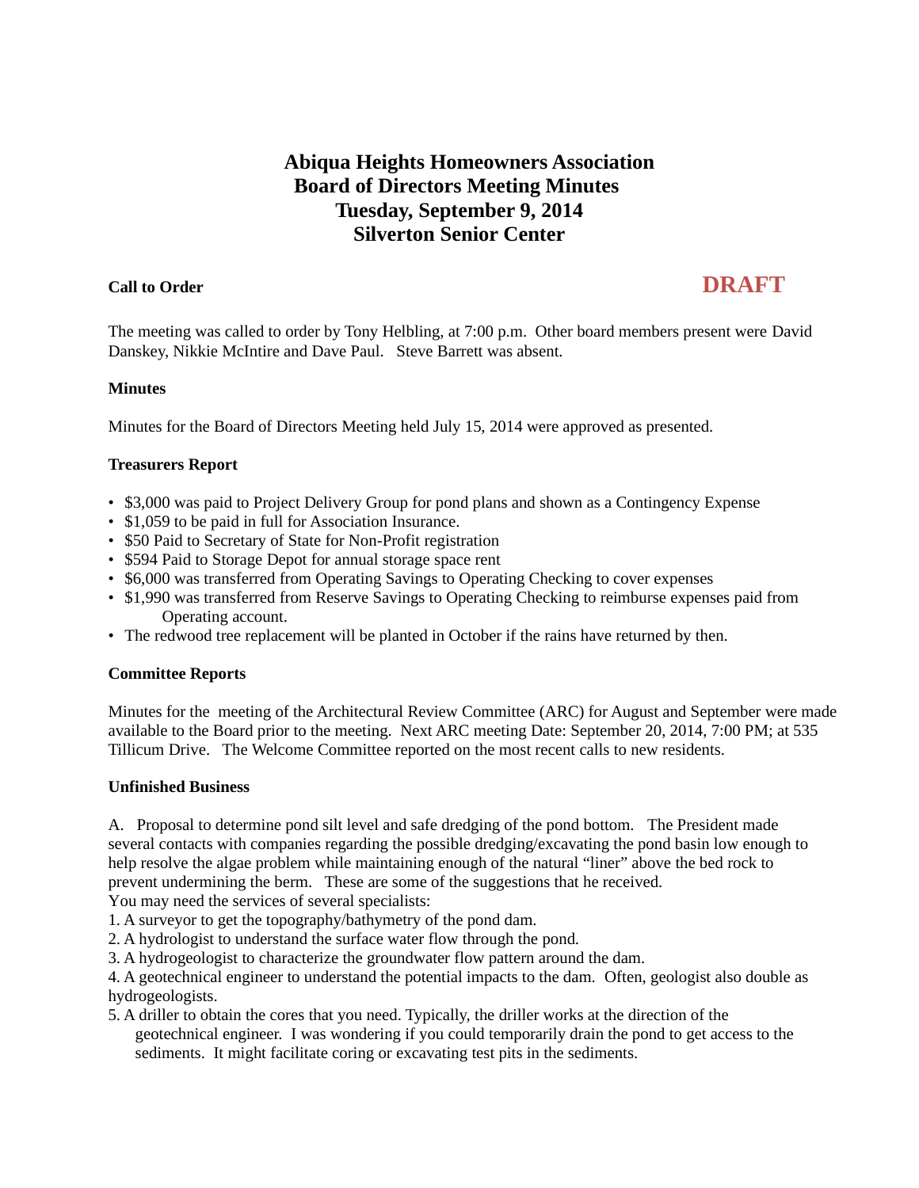# Abiqua Heights Homeowners Association
# Board of Directors Meeting Minutes
# Tuesday, September 9, 2014
# Silverton Senior Center

**Call to Order**

**DRAFT**

The meeting was called to order by Tony Helbling, at 7:00 p.m. Other board members present were David Danskey, Nikkie McIntire and Dave Paul. Steve Barrett was absent.

**Minutes**

Minutes for the Board of Directors Meeting held July 15, 2014 were approved as presented.

**Treasurers Report**

- $3,000 was paid to Project Delivery Group for pond plans and shown as a Contingency Expense
- $1,059 to be paid in full for Association Insurance.
- $50 Paid to Secretary of State for Non-Profit registration
- $594 Paid to Storage Depot for annual storage space rent
- $6,000 was transferred from Operating Savings to Operating Checking to cover expenses
- $1,990 was transferred from Reserve Savings to Operating Checking to reimburse expenses paid from Operating account.
- The redwood tree replacement will be planted in October if the rains have returned by then.

**Committee Reports**

Minutes for the meeting of the Architectural Review Committee (ARC) for August and September were made available to the Board prior to the meeting. Next ARC meeting Date: September 20, 2014, 7:00 PM; at 535 Tillicum Drive. The Welcome Committee reported on the most recent calls to new residents.

**Unfinished Business**

A. Proposal to determine pond silt level and safe dredging of the pond bottom. The President made several contacts with companies regarding the possible dredging/excavating the pond basin low enough to help resolve the algae problem while maintaining enough of the natural "liner" above the bed rock to prevent undermining the berm. These are some of the suggestions that he received.
You may need the services of several specialists:

1. A surveyor to get the topography/bathymetry of the pond dam.
2. A hydrologist to understand the surface water flow through the pond.
3. A hydrogeologist to characterize the groundwater flow pattern around the dam.
4. A geotechnical engineer to understand the potential impacts to the dam. Often, geologist also double as hydrogeologists.
5. A driller to obtain the cores that you need. Typically, the driller works at the direction of the geotechnical engineer. I was wondering if you could temporarily drain the pond to get access to the sediments. It might facilitate coring or excavating test pits in the sediments.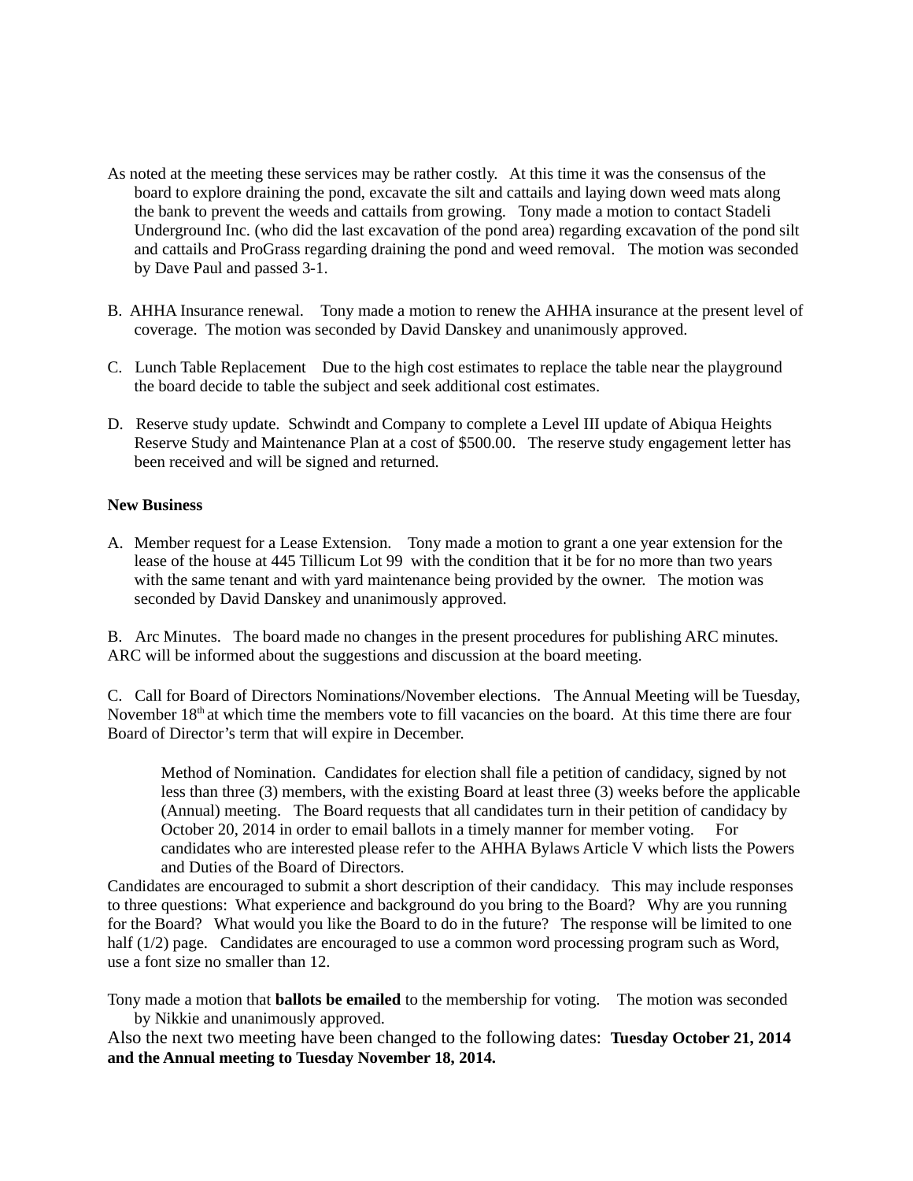As noted at the meeting these services may be rather costly. At this time it was the consensus of the board to explore draining the pond, excavate the silt and cattails and laying down weed mats along the bank to prevent the weeds and cattails from growing. Tony made a motion to contact Stadeli Underground Inc. (who did the last excavation of the pond area) regarding excavation of the pond silt and cattails and ProGrass regarding draining the pond and weed removal. The motion was seconded by Dave Paul and passed 3-1.

B. AHHA Insurance renewal. Tony made a motion to renew the AHHA insurance at the present level of coverage. The motion was seconded by David Danskey and unanimously approved.

C. Lunch Table Replacement Due to the high cost estimates to replace the table near the playground the board decide to table the subject and seek additional cost estimates.

D. Reserve study update. Schwindt and Company to complete a Level III update of Abiqua Heights Reserve Study and Maintenance Plan at a cost of $500.00. The reserve study engagement letter has been received and will be signed and returned.

**New Business**

A. Member request for a Lease Extension. Tony made a motion to grant a one year extension for the lease of the house at 445 Tillicum Lot 99 with the condition that it be for no more than two years with the same tenant and with yard maintenance being provided by the owner. The motion was seconded by David Danskey and unanimously approved.

B. Arc Minutes. The board made no changes in the present procedures for publishing ARC minutes. ARC will be informed about the suggestions and discussion at the board meeting.

C. Call for Board of Directors Nominations/November elections. The Annual Meeting will be Tuesday, November 18th at which time the members vote to fill vacancies on the board. At this time there are four Board of Director's term that will expire in December.

> Method of Nomination. Candidates for election shall file a petition of candidacy, signed by not less than three (3) members, with the existing Board at least three (3) weeks before the applicable (Annual) meeting. The Board requests that all candidates turn in their petition of candidacy by October 20, 2014 in order to email ballots in a timely manner for member voting. For candidates who are interested please refer to the AHHA Bylaws Article V which lists the Powers and Duties of the Board of Directors.

Candidates are encouraged to submit a short description of their candidacy. This may include responses to three questions: What experience and background do you bring to the Board? Why are you running for the Board? What would you like the Board to do in the future? The response will be limited to one half (1/2) page. Candidates are encouraged to use a common word processing program such as Word, use a font size no smaller than 12.

Tony made a motion that **ballots be emailed** to the membership for voting. The motion was seconded by Nikkie and unanimously approved.

Also the next two meeting have been changed to the following dates: **Tuesday October 21, 2014 and the Annual meeting to Tuesday November 18, 2014.**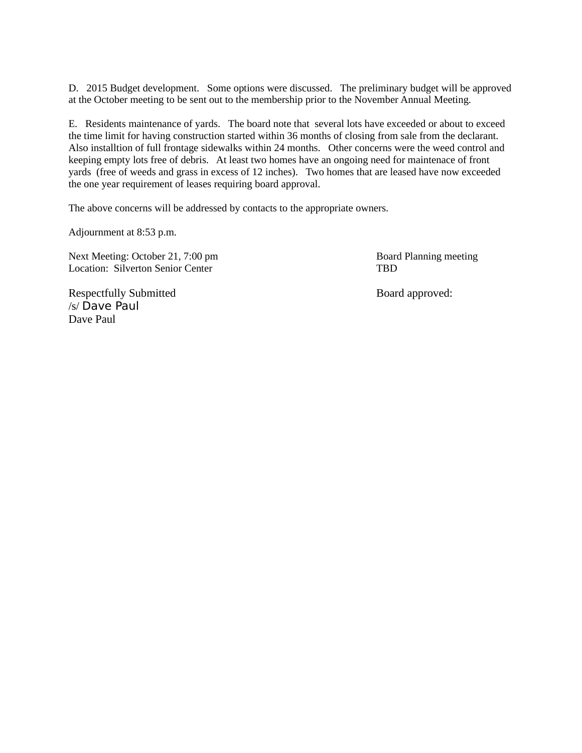D. 2015 Budget development. Some options were discussed. The preliminary budget will be approved at the October meeting to be sent out to the membership prior to the November Annual Meeting.

E. Residents maintenance of yards. The board note that several lots have exceeded or about to exceed the time limit for having construction started within 36 months of closing from sale from the declarant. Also installtion of full frontage sidewalks within 24 months. Other concerns were the weed control and keeping empty lots free of debris. At least two homes have an ongoing need for maintenace of front yards (free of weeds and grass in excess of 12 inches). Two homes that are leased have now exceeded the one year requirement of leases requiring board approval.

The above concerns will be addressed by contacts to the appropriate owners.

Adjournment at 8:53 p.m.

Next Meeting: October 21, 7:00 pm
Location: Silverton Senior Center

Board Planning meeting
TBD

Respectfully Submitted
/s/ Dave Paul
Dave Paul

Board approved: